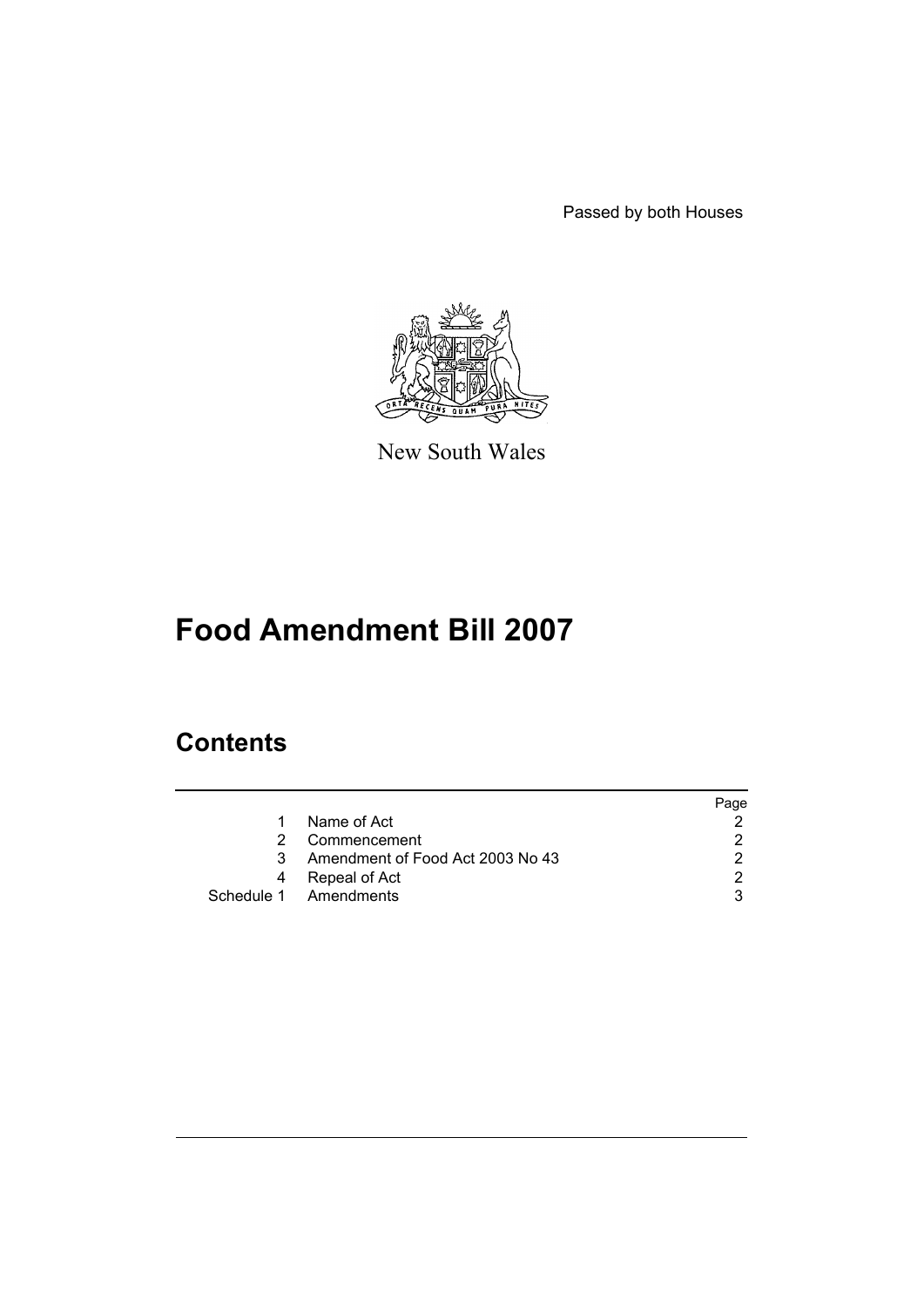Passed by both Houses

New South Wales

# Food Amendment Bill 2007

## Contents

| | | Page |
|---|---|---|
| 1 | Name of Act | 2 |
| 2 | Commencement | 2 |
| 3 | Amendment of Food Act 2003 No 43 | 2 |
| 4 | Repeal of Act | 2 |
| Schedule 1 | Amendments | 3 |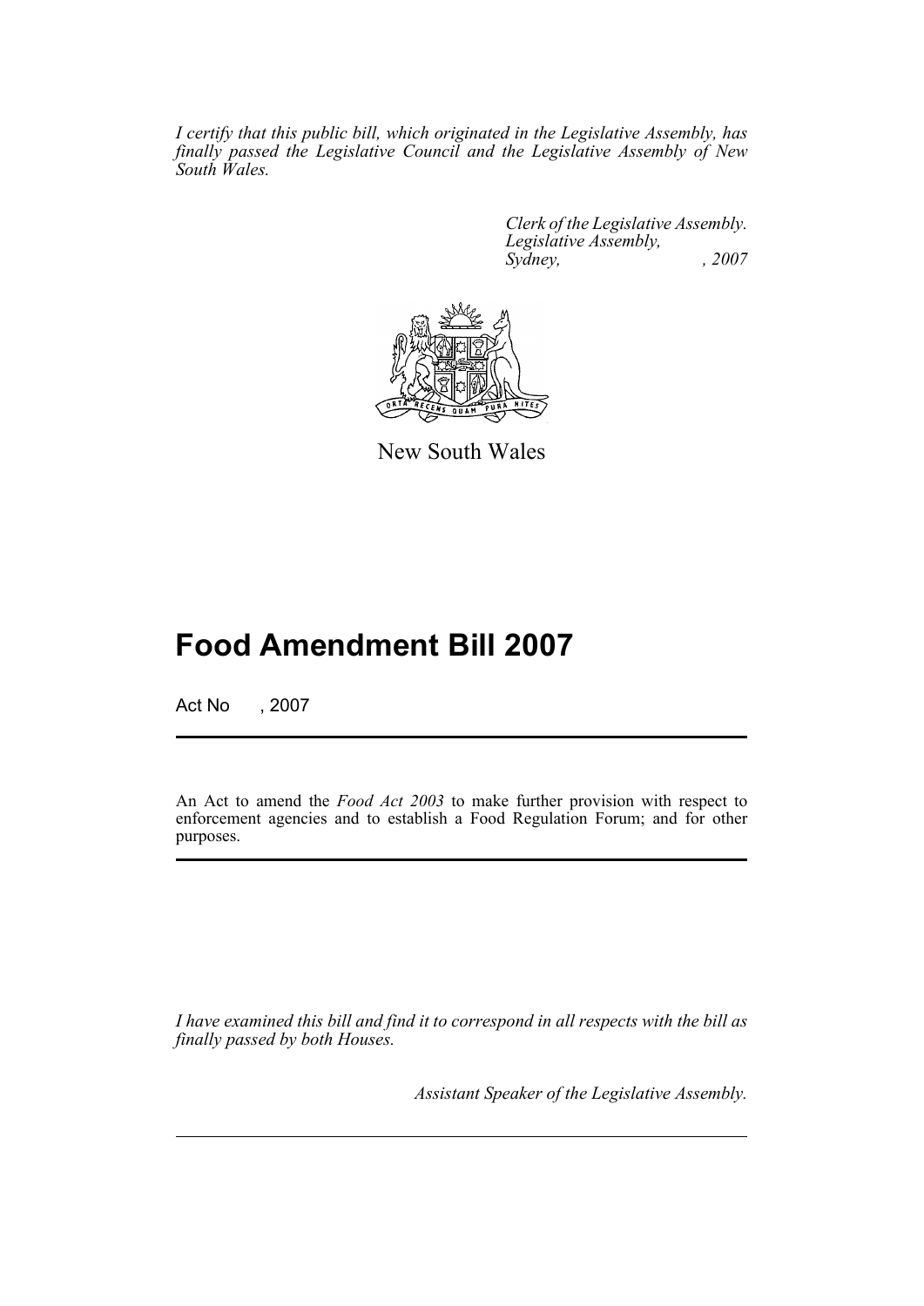*I certify that this public bill, which originated in the Legislative Assembly, has finally passed the Legislative Council and the Legislative Assembly of New South Wales.*

*Clerk of the Legislative Assembly.*
*Legislative Assembly,*
*Sydney, , 2007*

New South Wales

# Food Amendment Bill 2007

Act No , 2007

An Act to amend the *Food Act 2003* to make further provision with respect to enforcement agencies and to establish a Food Regulation Forum; and for other purposes.

*I have examined this bill and find it to correspond in all respects with the bill as finally passed by both Houses.*

*Assistant Speaker of the Legislative Assembly.*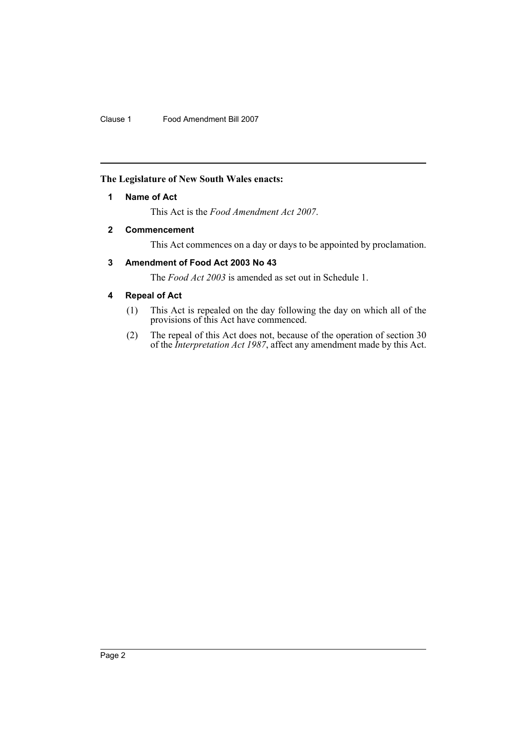**The Legislature of New South Wales enacts:**

### 1 Name of Act

This Act is the *Food Amendment Act 2007*.

### 2 Commencement

This Act commences on a day or days to be appointed by proclamation.

### 3 Amendment of Food Act 2003 No 43

The *Food Act 2003* is amended as set out in Schedule 1.

### 4 Repeal of Act

(1) This Act is repealed on the day following the day on which all of the provisions of this Act have commenced.

(2) The repeal of this Act does not, because of the operation of section 30 of the *Interpretation Act 1987*, affect any amendment made by this Act.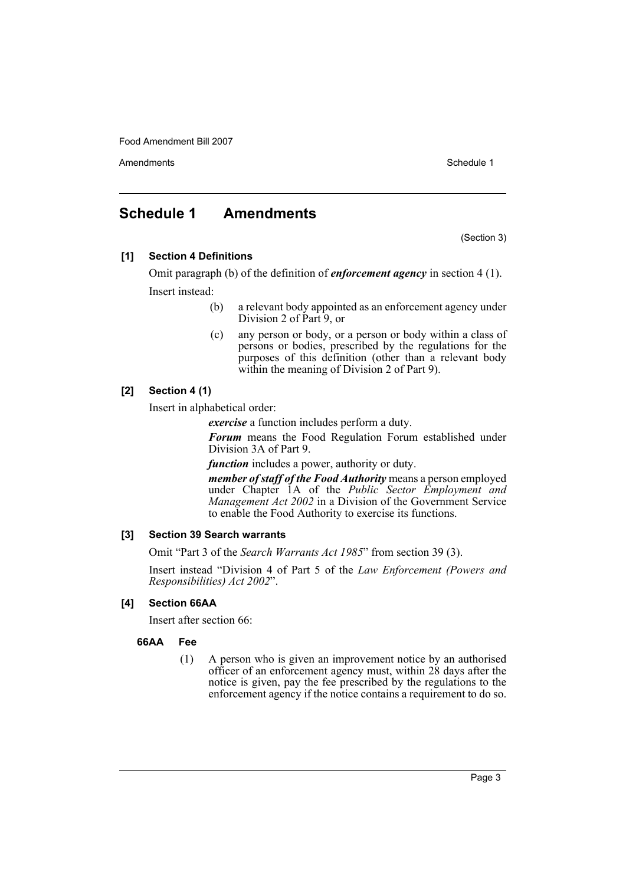## Schedule 1 Amendments

(Section 3)

**[1] Section 4 Definitions**

Omit paragraph (b) of the definition of ***enforcement agency*** in section 4 (1).

Insert instead:

> (b) a relevant body appointed as an enforcement agency under Division 2 of Part 9, or
>
> (c) any person or body, or a person or body within a class of persons or bodies, prescribed by the regulations for the purposes of this definition (other than a relevant body within the meaning of Division 2 of Part 9).

**[2] Section 4 (1)**

Insert in alphabetical order:

> ***exercise*** a function includes perform a duty.
>
> ***Forum*** means the Food Regulation Forum established under Division 3A of Part 9.
>
> ***function*** includes a power, authority or duty.
>
> ***member of staff of the Food Authority*** means a person employed under Chapter 1A of the *Public Sector Employment and Management Act 2002* in a Division of the Government Service to enable the Food Authority to exercise its functions.

**[3] Section 39 Search warrants**

Omit "Part 3 of the *Search Warrants Act 1985*" from section 39 (3).

Insert instead "Division 4 of Part 5 of the *Law Enforcement (Powers and Responsibilities) Act 2002*".

**[4] Section 66AA**

Insert after section 66:

**66AA Fee**

> (1) A person who is given an improvement notice by an authorised officer of an enforcement agency must, within 28 days after the notice is given, pay the fee prescribed by the regulations to the enforcement agency if the notice contains a requirement to do so.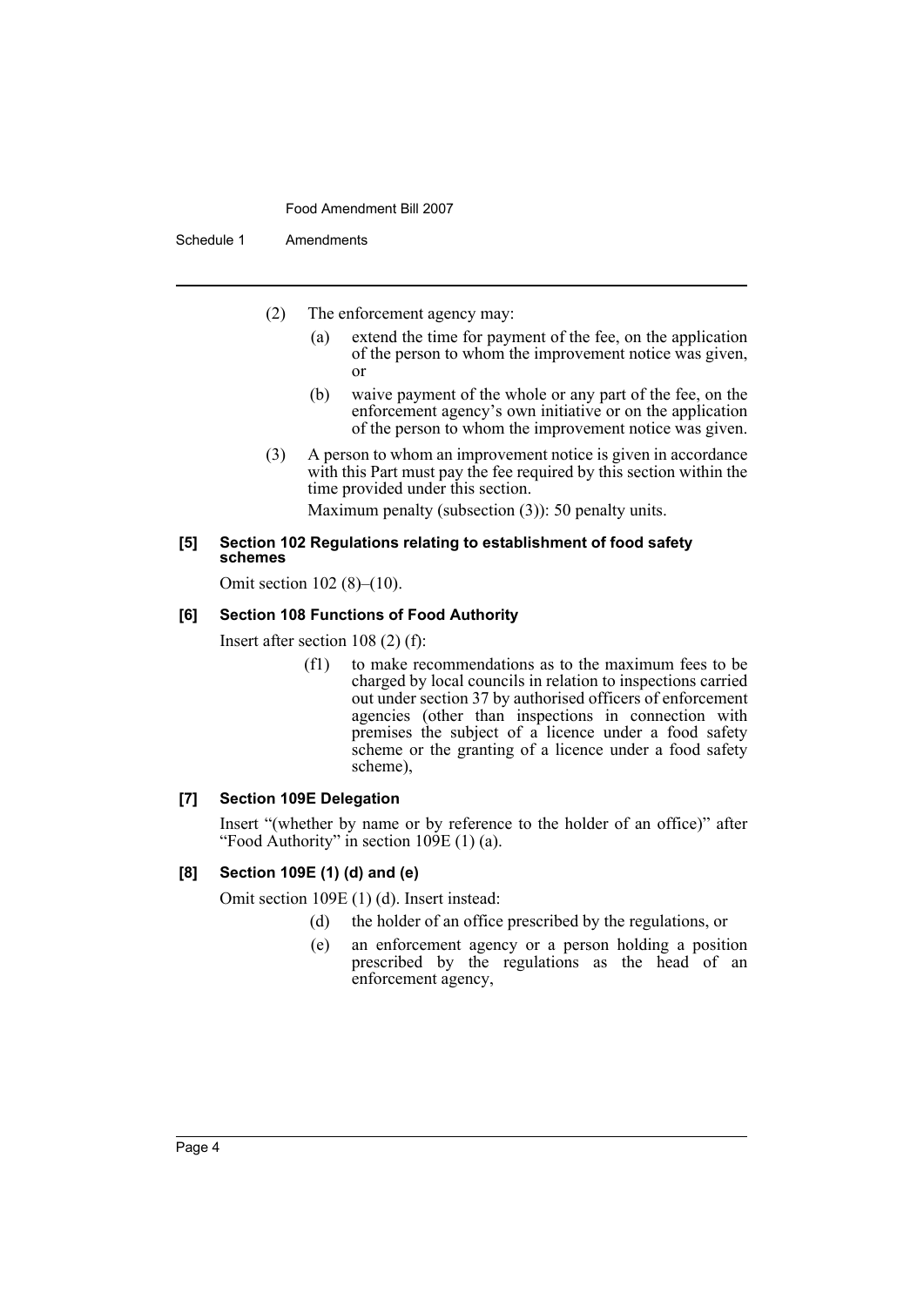(2) The enforcement agency may:

(a) extend the time for payment of the fee, on the application of the person to whom the improvement notice was given, or

(b) waive payment of the whole or any part of the fee, on the enforcement agency's own initiative or on the application of the person to whom the improvement notice was given.

(3) A person to whom an improvement notice is given in accordance with this Part must pay the fee required by this section within the time provided under this section.

Maximum penalty (subsection (3)): 50 penalty units.

#### [5] Section 102 Regulations relating to establishment of food safety schemes

Omit section 102 (8)–(10).

#### [6] Section 108 Functions of Food Authority

Insert after section 108 (2) (f):

(f1) to make recommendations as to the maximum fees to be charged by local councils in relation to inspections carried out under section 37 by authorised officers of enforcement agencies (other than inspections in connection with premises the subject of a licence under a food safety scheme or the granting of a licence under a food safety scheme),

#### [7] Section 109E Delegation

Insert "(whether by name or by reference to the holder of an office)" after "Food Authority" in section 109E (1) (a).

#### [8] Section 109E (1) (d) and (e)

Omit section 109E (1) (d). Insert instead:

(d) the holder of an office prescribed by the regulations, or

(e) an enforcement agency or a person holding a position prescribed by the regulations as the head of an enforcement agency,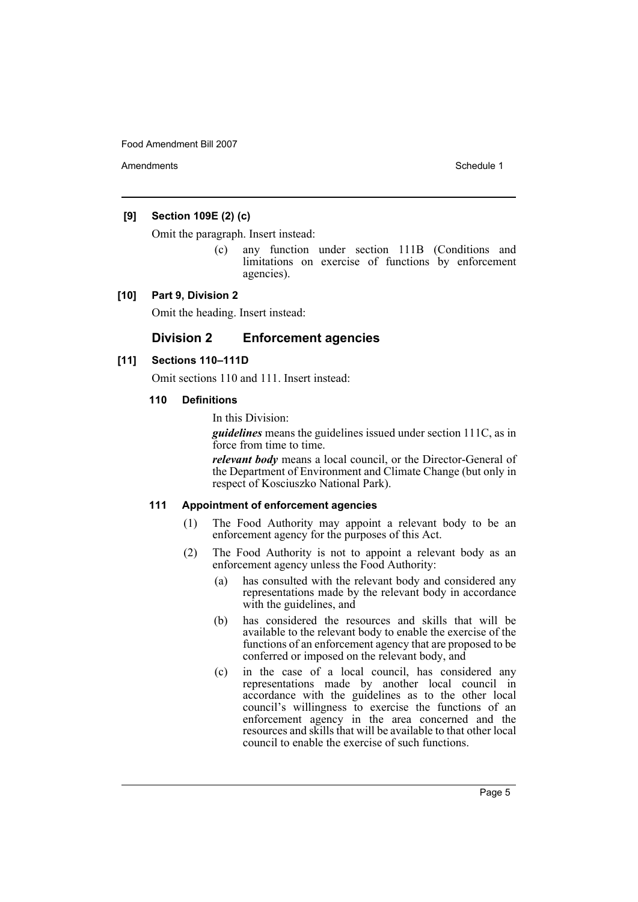**[9] Section 109E (2) (c)**

Omit the paragraph. Insert instead:

> (c) any function under section 111B (Conditions and limitations on exercise of functions by enforcement agencies).

**[10] Part 9, Division 2**

Omit the heading. Insert instead:

## Division 2 Enforcement agencies

**[11] Sections 110–111D**

Omit sections 110 and 111. Insert instead:

### 110 Definitions

In this Division:

***guidelines*** means the guidelines issued under section 111C, as in force from time to time.

***relevant body*** means a local council, or the Director-General of the Department of Environment and Climate Change (but only in respect of Kosciuszko National Park).

### 111 Appointment of enforcement agencies

(1) The Food Authority may appoint a relevant body to be an enforcement agency for the purposes of this Act.

(2) The Food Authority is not to appoint a relevant body as an enforcement agency unless the Food Authority:

- (a) has consulted with the relevant body and considered any representations made by the relevant body in accordance with the guidelines, and
- (b) has considered the resources and skills that will be available to the relevant body to enable the exercise of the functions of an enforcement agency that are proposed to be conferred or imposed on the relevant body, and
- (c) in the case of a local council, has considered any representations made by another local council in accordance with the guidelines as to the other local council's willingness to exercise the functions of an enforcement agency in the area concerned and the resources and skills that will be available to that other local council to enable the exercise of such functions.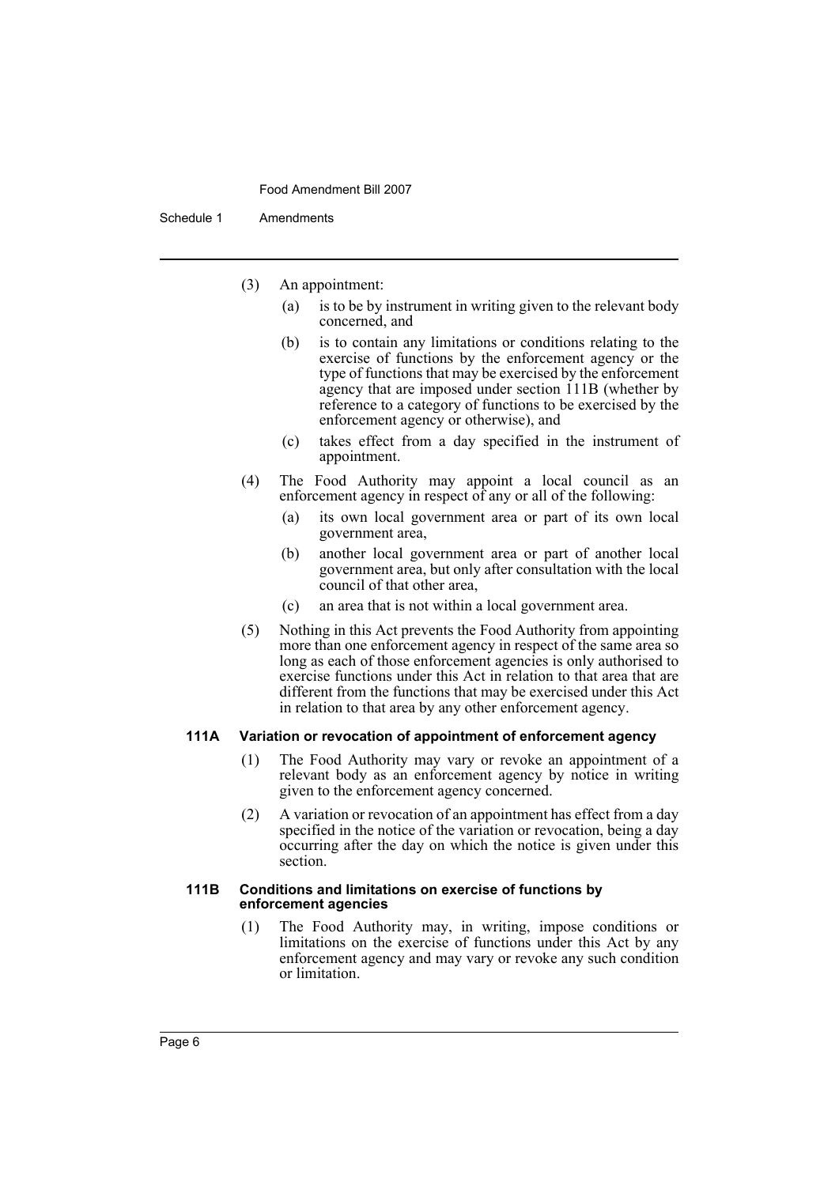(3) An appointment:

- (a) is to be by instrument in writing given to the relevant body concerned, and
- (b) is to contain any limitations or conditions relating to the exercise of functions by the enforcement agency or the type of functions that may be exercised by the enforcement agency that are imposed under section 111B (whether by reference to a category of functions to be exercised by the enforcement agency or otherwise), and
- (c) takes effect from a day specified in the instrument of appointment.

(4) The Food Authority may appoint a local council as an enforcement agency in respect of any or all of the following:

- (a) its own local government area or part of its own local government area,
- (b) another local government area or part of another local government area, but only after consultation with the local council of that other area,
- (c) an area that is not within a local government area.

(5) Nothing in this Act prevents the Food Authority from appointing more than one enforcement agency in respect of the same area so long as each of those enforcement agencies is only authorised to exercise functions under this Act in relation to that area that are different from the functions that may be exercised under this Act in relation to that area by any other enforcement agency.

### 111A Variation or revocation of appointment of enforcement agency

(1) The Food Authority may vary or revoke an appointment of a relevant body as an enforcement agency by notice in writing given to the enforcement agency concerned.

(2) A variation or revocation of an appointment has effect from a day specified in the notice of the variation or revocation, being a day occurring after the day on which the notice is given under this section.

### 111B Conditions and limitations on exercise of functions by enforcement agencies

(1) The Food Authority may, in writing, impose conditions or limitations on the exercise of functions under this Act by any enforcement agency and may vary or revoke any such condition or limitation.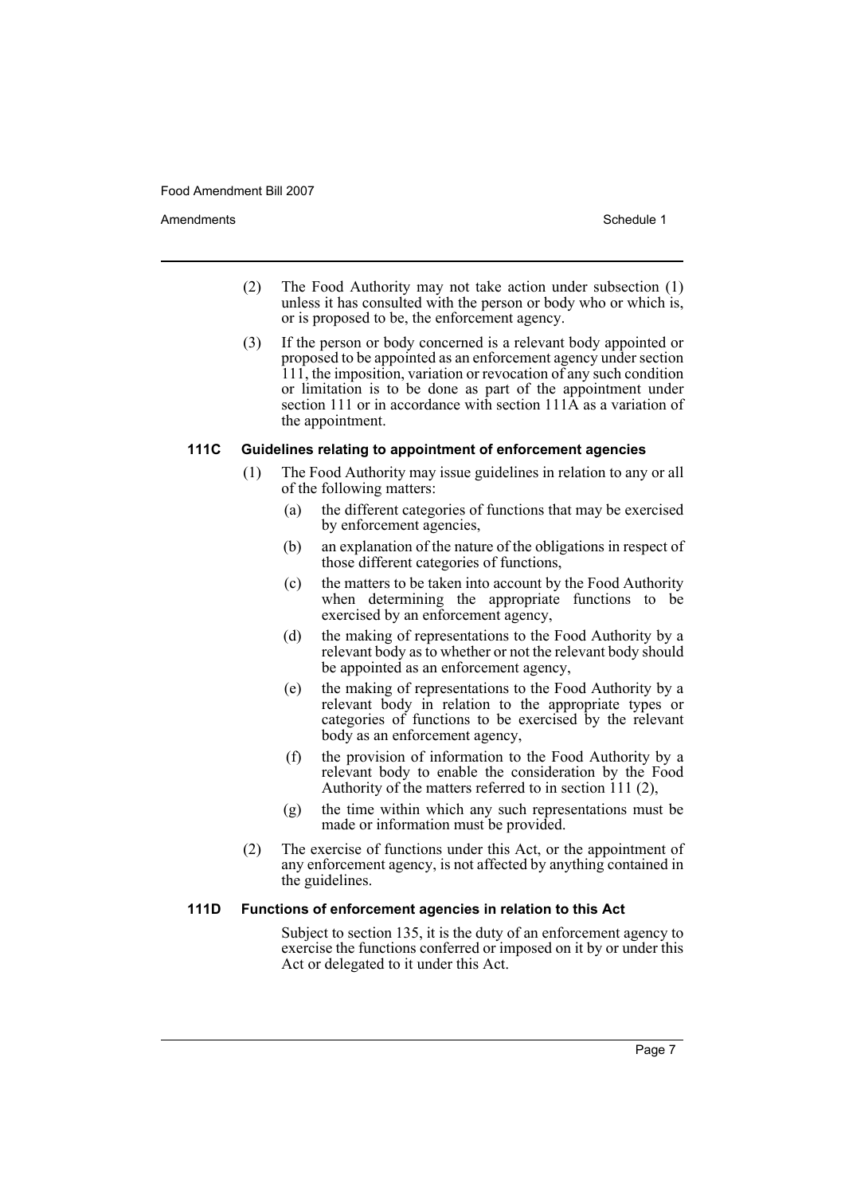(2) The Food Authority may not take action under subsection (1) unless it has consulted with the person or body who or which is, or is proposed to be, the enforcement agency.

(3) If the person or body concerned is a relevant body appointed or proposed to be appointed as an enforcement agency under section 111, the imposition, variation or revocation of any such condition or limitation is to be done as part of the appointment under section 111 or in accordance with section 111A as a variation of the appointment.

### 111C Guidelines relating to appointment of enforcement agencies

(1) The Food Authority may issue guidelines in relation to any or all of the following matters:

- (a) the different categories of functions that may be exercised by enforcement agencies,
- (b) an explanation of the nature of the obligations in respect of those different categories of functions,
- (c) the matters to be taken into account by the Food Authority when determining the appropriate functions to be exercised by an enforcement agency,
- (d) the making of representations to the Food Authority by a relevant body as to whether or not the relevant body should be appointed as an enforcement agency,
- (e) the making of representations to the Food Authority by a relevant body in relation to the appropriate types or categories of functions to be exercised by the relevant body as an enforcement agency,
- (f) the provision of information to the Food Authority by a relevant body to enable the consideration by the Food Authority of the matters referred to in section 111 (2),
- (g) the time within which any such representations must be made or information must be provided.

(2) The exercise of functions under this Act, or the appointment of any enforcement agency, is not affected by anything contained in the guidelines.

### 111D Functions of enforcement agencies in relation to this Act

Subject to section 135, it is the duty of an enforcement agency to exercise the functions conferred or imposed on it by or under this Act or delegated to it under this Act.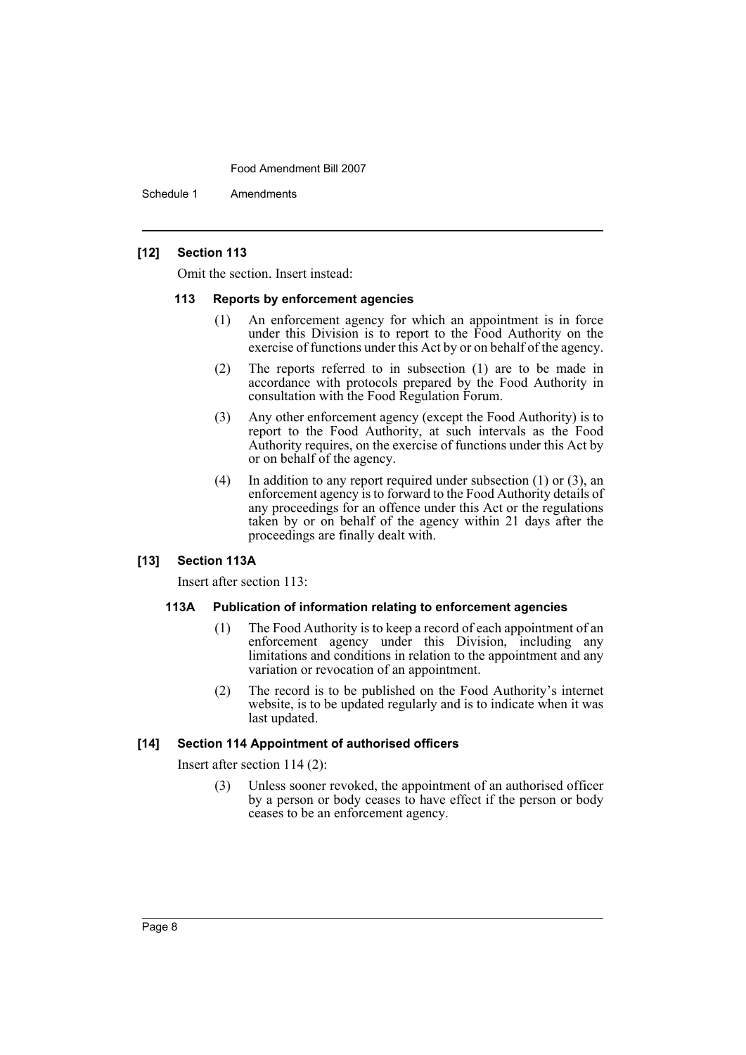### [12] Section 113

Omit the section. Insert instead:

#### 113 Reports by enforcement agencies

(1) An enforcement agency for which an appointment is in force under this Division is to report to the Food Authority on the exercise of functions under this Act by or on behalf of the agency.

(2) The reports referred to in subsection (1) are to be made in accordance with protocols prepared by the Food Authority in consultation with the Food Regulation Forum.

(3) Any other enforcement agency (except the Food Authority) is to report to the Food Authority, at such intervals as the Food Authority requires, on the exercise of functions under this Act by or on behalf of the agency.

(4) In addition to any report required under subsection (1) or (3), an enforcement agency is to forward to the Food Authority details of any proceedings for an offence under this Act or the regulations taken by or on behalf of the agency within 21 days after the proceedings are finally dealt with.

### [13] Section 113A

Insert after section 113:

#### 113A Publication of information relating to enforcement agencies

(1) The Food Authority is to keep a record of each appointment of an enforcement agency under this Division, including any limitations and conditions in relation to the appointment and any variation or revocation of an appointment.

(2) The record is to be published on the Food Authority's internet website, is to be updated regularly and is to indicate when it was last updated.

### [14] Section 114 Appointment of authorised officers

Insert after section 114 (2):

(3) Unless sooner revoked, the appointment of an authorised officer by a person or body ceases to have effect if the person or body ceases to be an enforcement agency.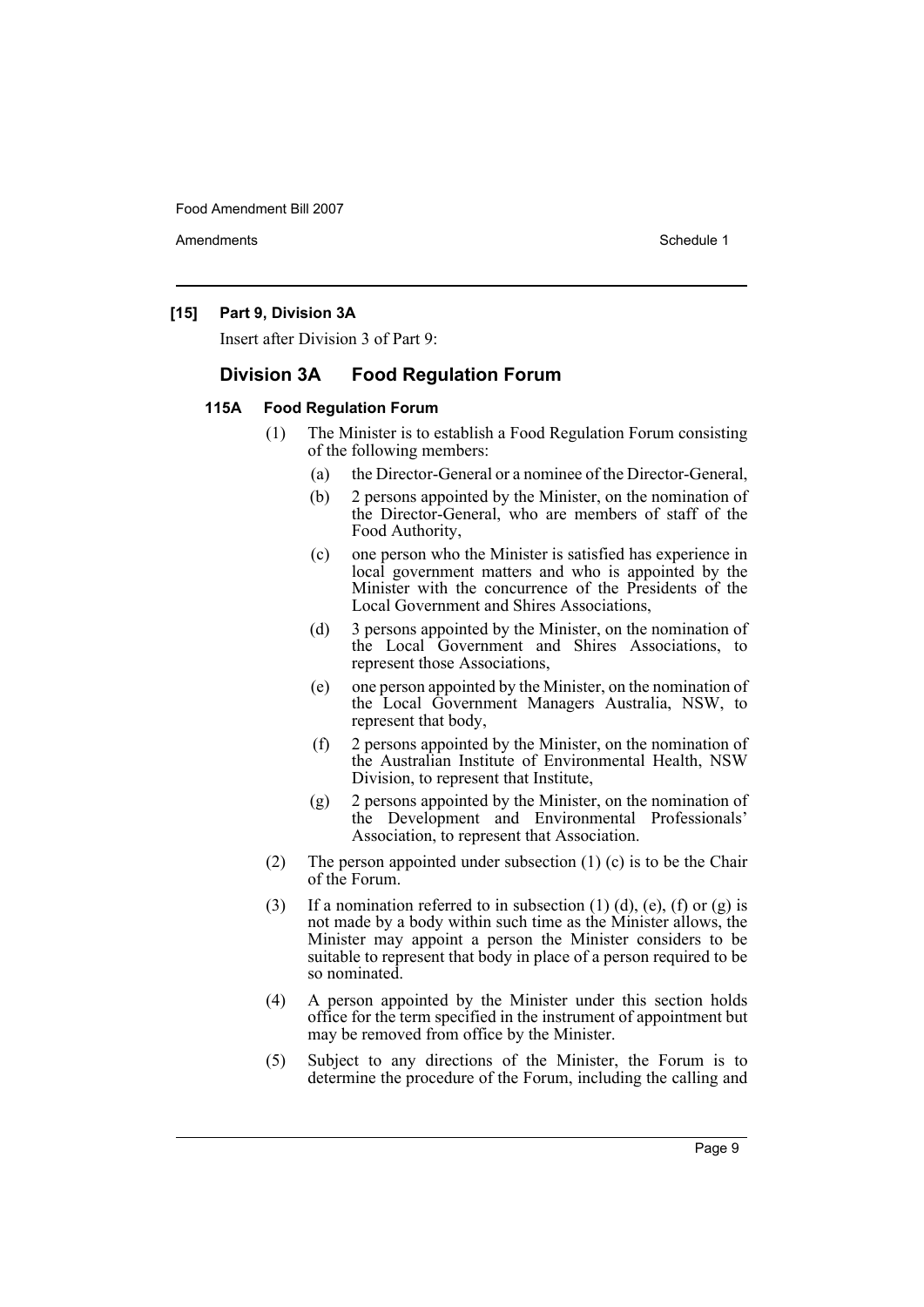**[15] Part 9, Division 3A**

Insert after Division 3 of Part 9:

## Division 3A Food Regulation Forum

### 115A Food Regulation Forum

(1) The Minister is to establish a Food Regulation Forum consisting of the following members:

- (a) the Director-General or a nominee of the Director-General,
- (b) 2 persons appointed by the Minister, on the nomination of the Director-General, who are members of staff of the Food Authority,
- (c) one person who the Minister is satisfied has experience in local government matters and who is appointed by the Minister with the concurrence of the Presidents of the Local Government and Shires Associations,
- (d) 3 persons appointed by the Minister, on the nomination of the Local Government and Shires Associations, to represent those Associations,
- (e) one person appointed by the Minister, on the nomination of the Local Government Managers Australia, NSW, to represent that body,
- (f) 2 persons appointed by the Minister, on the nomination of the Australian Institute of Environmental Health, NSW Division, to represent that Institute,
- (g) 2 persons appointed by the Minister, on the nomination of the Development and Environmental Professionals' Association, to represent that Association.

(2) The person appointed under subsection (1) (c) is to be the Chair of the Forum.

(3) If a nomination referred to in subsection (1) (d), (e), (f) or (g) is not made by a body within such time as the Minister allows, the Minister may appoint a person the Minister considers to be suitable to represent that body in place of a person required to be so nominated.

(4) A person appointed by the Minister under this section holds office for the term specified in the instrument of appointment but may be removed from office by the Minister.

(5) Subject to any directions of the Minister, the Forum is to determine the procedure of the Forum, including the calling and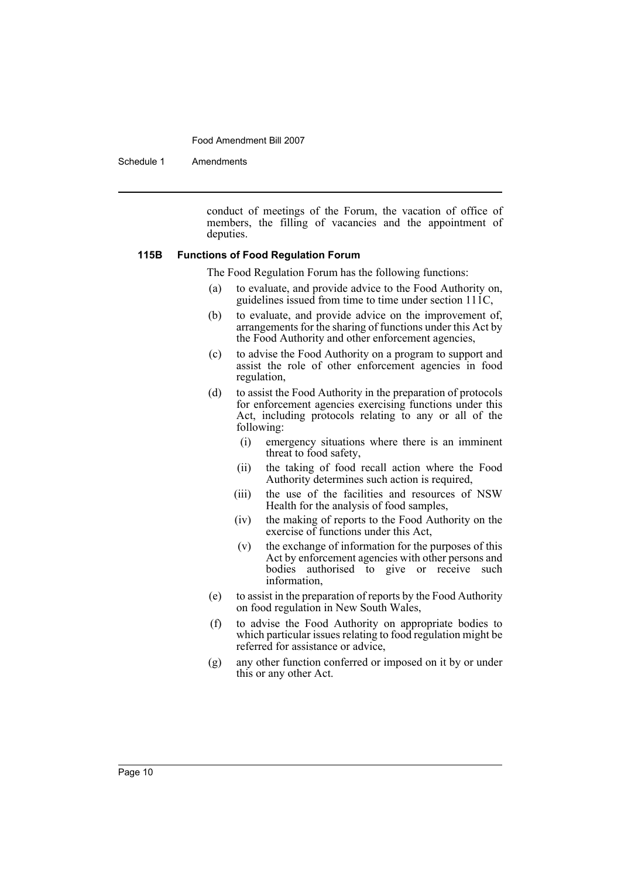conduct of meetings of the Forum, the vacation of office of members, the filling of vacancies and the appointment of deputies.

#### 115B Functions of Food Regulation Forum

The Food Regulation Forum has the following functions:

(a) to evaluate, and provide advice to the Food Authority on, guidelines issued from time to time under section 111C,

(b) to evaluate, and provide advice on the improvement of, arrangements for the sharing of functions under this Act by the Food Authority and other enforcement agencies,

(c) to advise the Food Authority on a program to support and assist the role of other enforcement agencies in food regulation,

(d) to assist the Food Authority in the preparation of protocols for enforcement agencies exercising functions under this Act, including protocols relating to any or all of the following:

  (i) emergency situations where there is an imminent threat to food safety,

  (ii) the taking of food recall action where the Food Authority determines such action is required,

  (iii) the use of the facilities and resources of NSW Health for the analysis of food samples,

  (iv) the making of reports to the Food Authority on the exercise of functions under this Act,

  (v) the exchange of information for the purposes of this Act by enforcement agencies with other persons and bodies authorised to give or receive such information,

(e) to assist in the preparation of reports by the Food Authority on food regulation in New South Wales,

(f) to advise the Food Authority on appropriate bodies to which particular issues relating to food regulation might be referred for assistance or advice,

(g) any other function conferred or imposed on it by or under this or any other Act.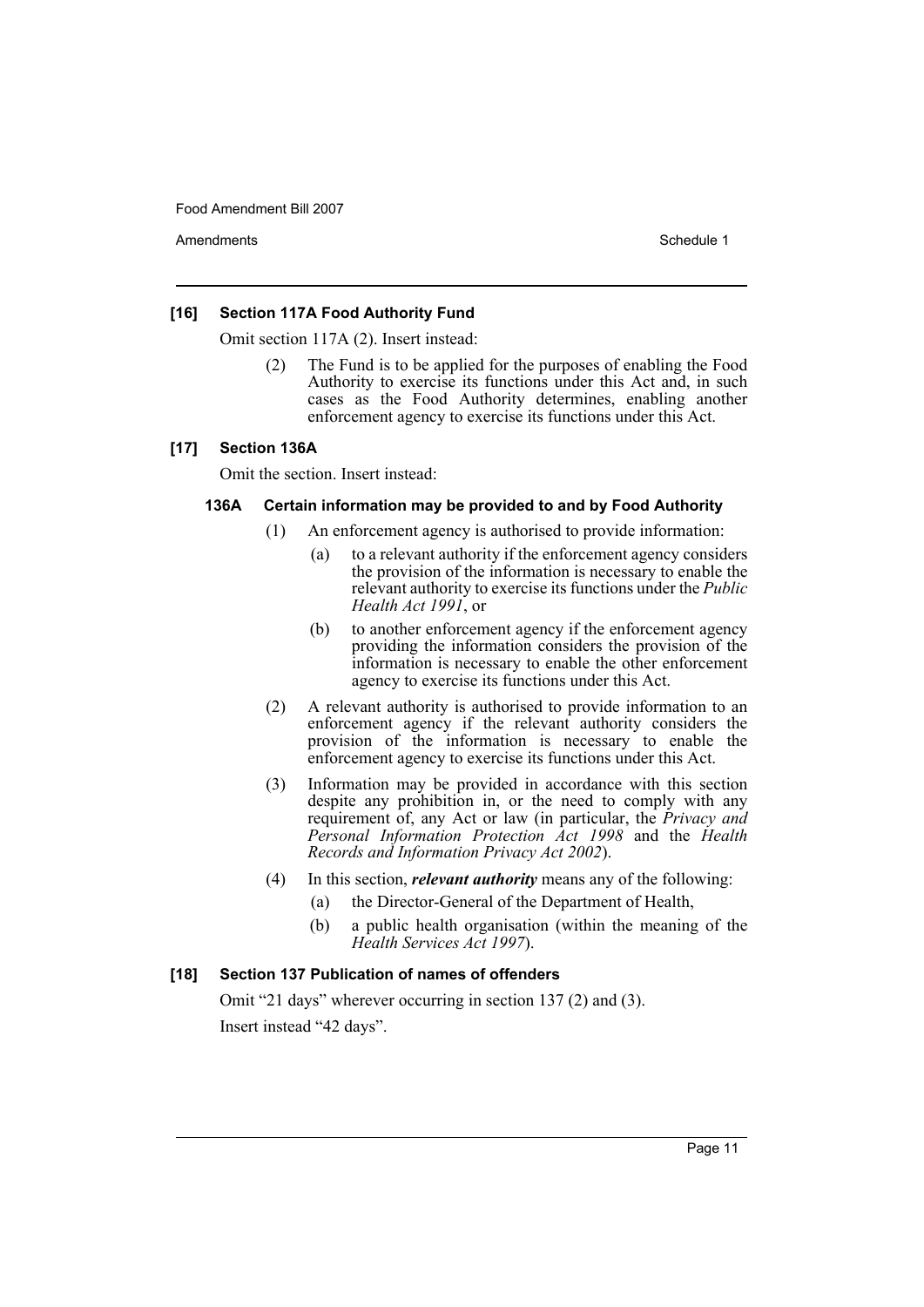### [16] Section 117A Food Authority Fund

Omit section 117A (2). Insert instead:

> (2) The Fund is to be applied for the purposes of enabling the Food Authority to exercise its functions under this Act and, in such cases as the Food Authority determines, enabling another enforcement agency to exercise its functions under this Act.

### [17] Section 136A

Omit the section. Insert instead:

#### 136A Certain information may be provided to and by Food Authority

(1) An enforcement agency is authorised to provide information:

- (a) to a relevant authority if the enforcement agency considers the provision of the information is necessary to enable the relevant authority to exercise its functions under the *Public Health Act 1991*, or
- (b) to another enforcement agency if the enforcement agency providing the information considers the provision of the information is necessary to enable the other enforcement agency to exercise its functions under this Act.

(2) A relevant authority is authorised to provide information to an enforcement agency if the relevant authority considers the provision of the information is necessary to enable the enforcement agency to exercise its functions under this Act.

(3) Information may be provided in accordance with this section despite any prohibition in, or the need to comply with any requirement of, any Act or law (in particular, the *Privacy and Personal Information Protection Act 1998* and the *Health Records and Information Privacy Act 2002*).

(4) In this section, ***relevant authority*** means any of the following:

- (a) the Director-General of the Department of Health,
- (b) a public health organisation (within the meaning of the *Health Services Act 1997*).

### [18] Section 137 Publication of names of offenders

Omit "21 days" wherever occurring in section 137 (2) and (3).

Insert instead "42 days".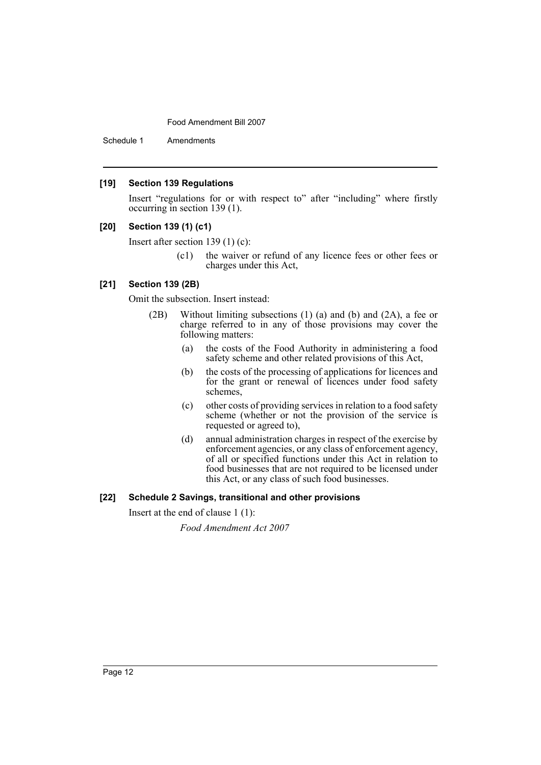### [19] Section 139 Regulations

Insert "regulations for or with respect to" after "including" where firstly occurring in section 139 (1).

### [20] Section 139 (1) (c1)

Insert after section 139 (1) (c):

(c1) the waiver or refund of any licence fees or other fees or charges under this Act,

### [21] Section 139 (2B)

Omit the subsection. Insert instead:

(2B) Without limiting subsections (1) (a) and (b) and (2A), a fee or charge referred to in any of those provisions may cover the following matters:

- (a) the costs of the Food Authority in administering a food safety scheme and other related provisions of this Act,
- (b) the costs of the processing of applications for licences and for the grant or renewal of licences under food safety schemes,
- (c) other costs of providing services in relation to a food safety scheme (whether or not the provision of the service is requested or agreed to),
- (d) annual administration charges in respect of the exercise by enforcement agencies, or any class of enforcement agency, of all or specified functions under this Act in relation to food businesses that are not required to be licensed under this Act, or any class of such food businesses.

### [22] Schedule 2 Savings, transitional and other provisions

Insert at the end of clause 1 (1):

*Food Amendment Act 2007*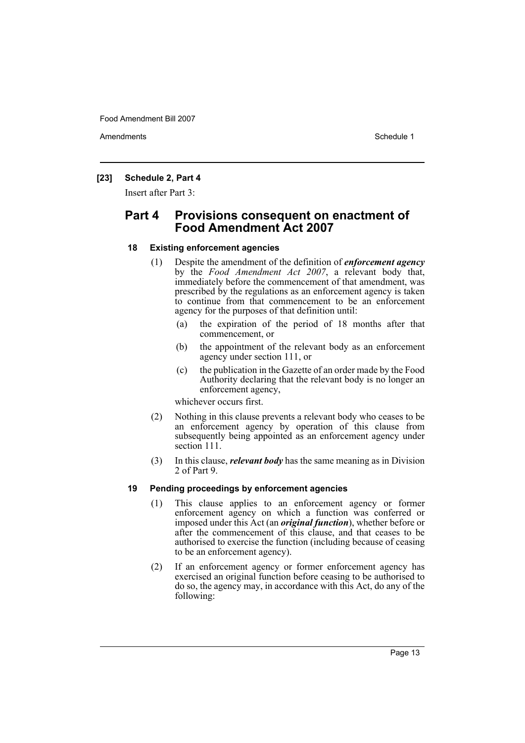**[23] Schedule 2, Part 4**

Insert after Part 3:

## Part 4 Provisions consequent on enactment of Food Amendment Act 2007

### 18 Existing enforcement agencies

(1) Despite the amendment of the definition of ***enforcement agency*** by the *Food Amendment Act 2007*, a relevant body that, immediately before the commencement of that amendment, was prescribed by the regulations as an enforcement agency is taken to continue from that commencement to be an enforcement agency for the purposes of that definition until:

(a) the expiration of the period of 18 months after that commencement, or

(b) the appointment of the relevant body as an enforcement agency under section 111, or

(c) the publication in the Gazette of an order made by the Food Authority declaring that the relevant body is no longer an enforcement agency,

whichever occurs first.

(2) Nothing in this clause prevents a relevant body who ceases to be an enforcement agency by operation of this clause from subsequently being appointed as an enforcement agency under section 111.

(3) In this clause, ***relevant body*** has the same meaning as in Division 2 of Part 9.

### 19 Pending proceedings by enforcement agencies

(1) This clause applies to an enforcement agency or former enforcement agency on which a function was conferred or imposed under this Act (an ***original function***), whether before or after the commencement of this clause, and that ceases to be authorised to exercise the function (including because of ceasing to be an enforcement agency).

(2) If an enforcement agency or former enforcement agency has exercised an original function before ceasing to be authorised to do so, the agency may, in accordance with this Act, do any of the following: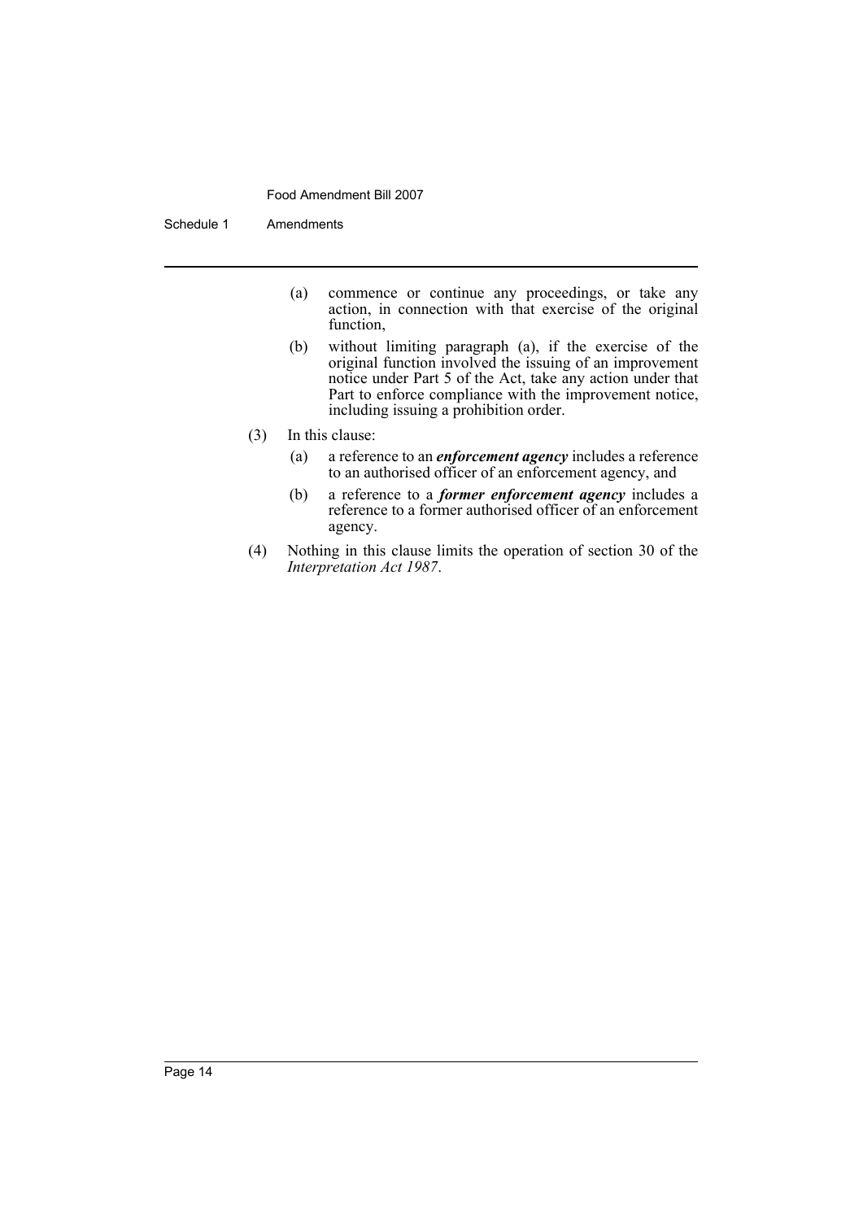(a) commence or continue any proceedings, or take any action, in connection with that exercise of the original function,

(b) without limiting paragraph (a), if the exercise of the original function involved the issuing of an improvement notice under Part 5 of the Act, take any action under that Part to enforce compliance with the improvement notice, including issuing a prohibition order.

(3) In this clause:

(a) a reference to an ***enforcement agency*** includes a reference to an authorised officer of an enforcement agency, and

(b) a reference to a ***former enforcement agency*** includes a reference to a former authorised officer of an enforcement agency.

(4) Nothing in this clause limits the operation of section 30 of the *Interpretation Act 1987*.